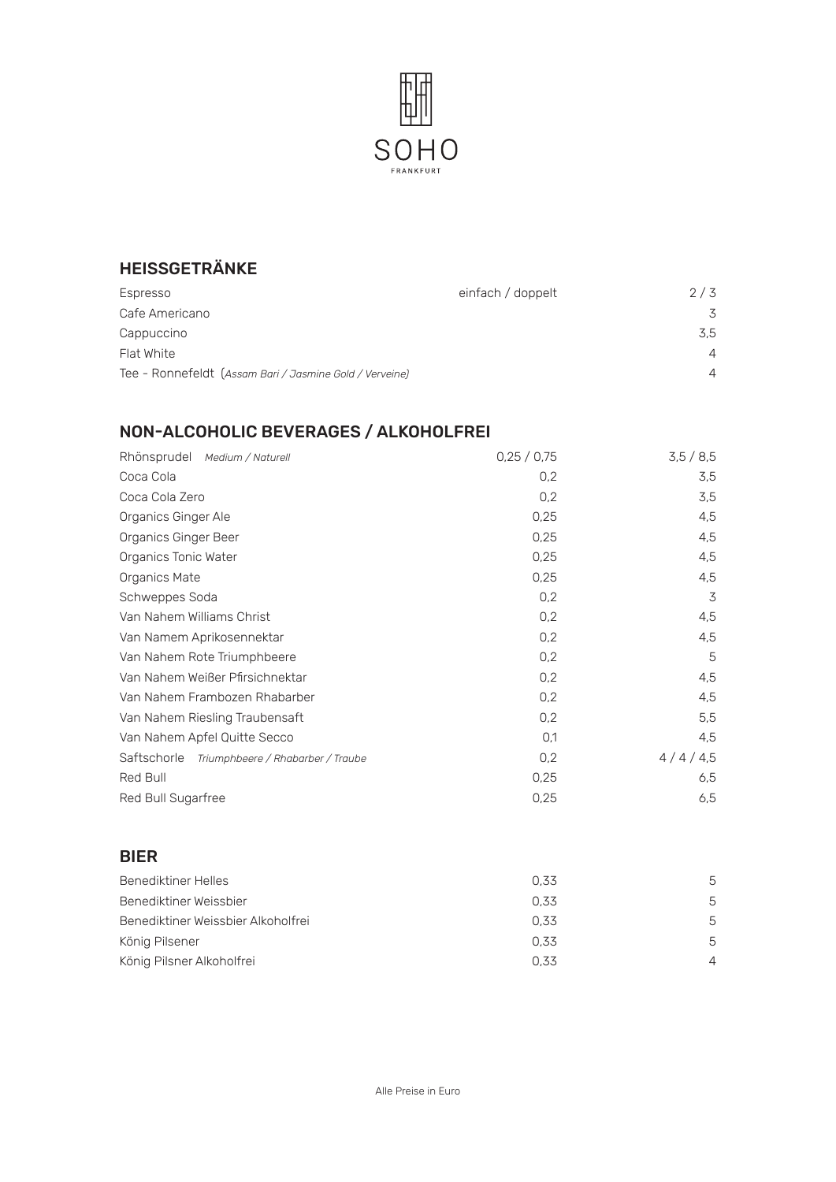SOHO

FRANKFURT

## HEISSGETRÄNKE

| | | |
|---|---|---|
| Espresso | einfach / doppelt | 2 / 3 |
| Cafe Americano | | 3 |
| Cappuccino | | 3,5 |
| Flat White | | 4 |
| Tee - Ronnefeldt (*Assam Bari / Jasmine Gold / Verveine*) | | 4 |

## NON-ALCOHOLIC BEVERAGES / ALKOHOLFREI

| | | |
|---|---|---|
| Rhönsprudel *Medium / Naturell* | 0,25 / 0,75 | 3,5 / 8,5 |
| Coca Cola | 0,2 | 3,5 |
| Coca Cola Zero | 0,2 | 3,5 |
| Organics Ginger Ale | 0,25 | 4,5 |
| Organics Ginger Beer | 0,25 | 4,5 |
| Organics Tonic Water | 0,25 | 4,5 |
| Organics Mate | 0,25 | 4,5 |
| Schweppes Soda | 0,2 | 3 |
| Van Nahem Williams Christ | 0,2 | 4,5 |
| Van Namem Aprikosennektar | 0,2 | 4,5 |
| Van Nahem Rote Triumphbeere | 0,2 | 5 |
| Van Nahem Weißer Pfirsichnektar | 0,2 | 4,5 |
| Van Nahem Frambozen Rhabarber | 0,2 | 4,5 |
| Van Nahem Riesling Traubensaft | 0,2 | 5,5 |
| Van Nahem Apfel Quitte Secco | 0,1 | 4,5 |
| Saftschorle *Triumphbeere / Rhabarber / Traube* | 0,2 | 4 / 4 / 4,5 |
| Red Bull | 0,25 | 6,5 |
| Red Bull Sugarfree | 0,25 | 6,5 |

## BIER

| | | |
|---|---|---|
| Benediktiner Helles | 0,33 | 5 |
| Benediktiner Weissbier | 0,33 | 5 |
| Benediktiner Weissbier Alkoholfrei | 0,33 | 5 |
| König Pilsener | 0,33 | 5 |
| König Pilsner Alkoholfrei | 0,33 | 4 |

Alle Preise in Euro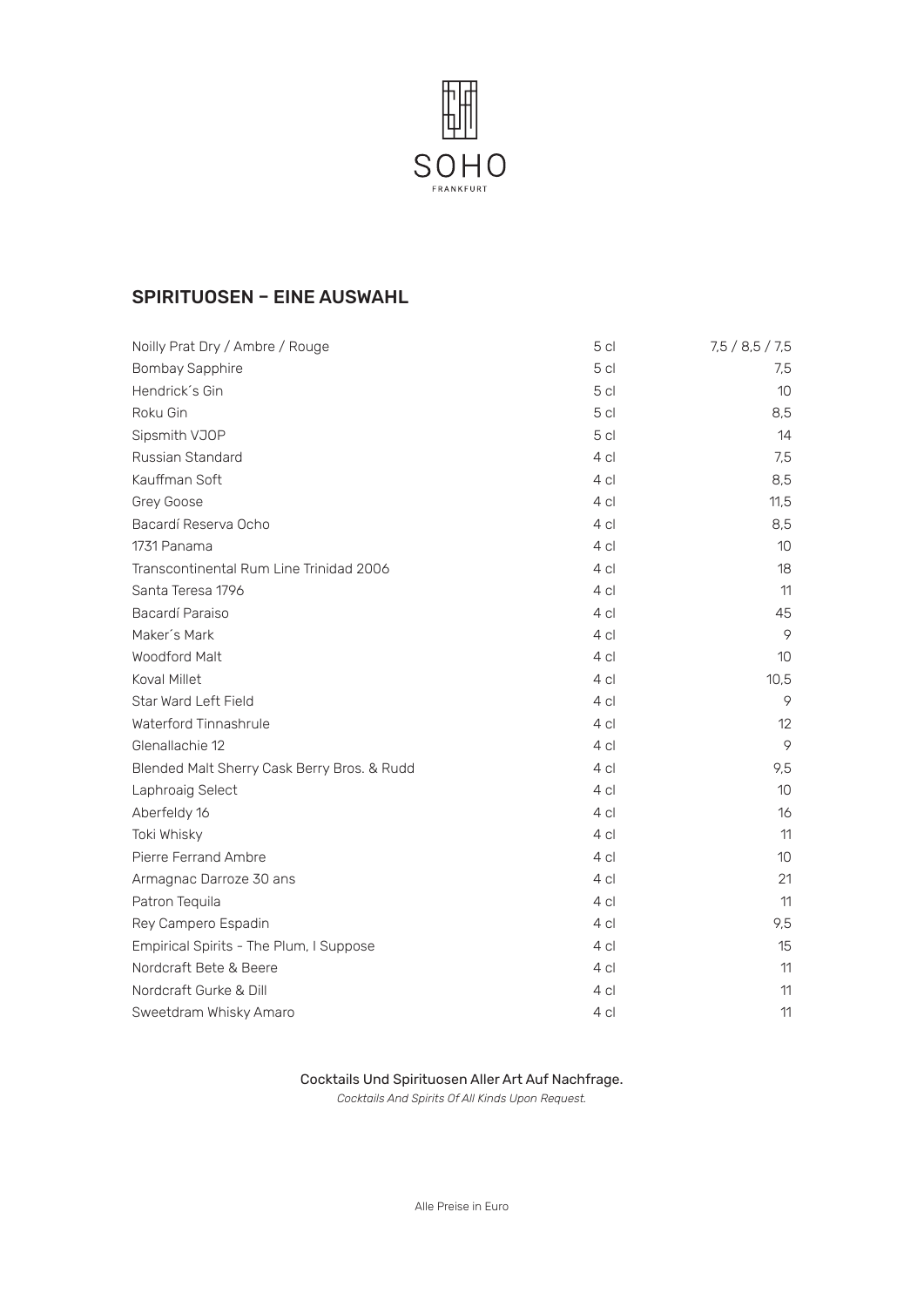SOHO

FRANKFURT

## SPIRITUOSEN – EINE AUSWAHL

| | | |
|---|---|---|
| Noilly Prat Dry / Ambre / Rouge | 5 cl | 7,5 / 8,5 / 7,5 |
| Bombay Sapphire | 5 cl | 7,5 |
| Hendrick´s Gin | 5 cl | 10 |
| Roku Gin | 5 cl | 8,5 |
| Sipsmith VJOP | 5 cl | 14 |
| Russian Standard | 4 cl | 7,5 |
| Kauffman Soft | 4 cl | 8,5 |
| Grey Goose | 4 cl | 11,5 |
| Bacardí Reserva Ocho | 4 cl | 8,5 |
| 1731 Panama | 4 cl | 10 |
| Transcontinental Rum Line Trinidad 2006 | 4 cl | 18 |
| Santa Teresa 1796 | 4 cl | 11 |
| Bacardí Paraiso | 4 cl | 45 |
| Maker´s Mark | 4 cl | 9 |
| Woodford Malt | 4 cl | 10 |
| Koval Millet | 4 cl | 10,5 |
| Star Ward Left Field | 4 cl | 9 |
| Waterford Tinnashrule | 4 cl | 12 |
| Glenallachie 12 | 4 cl | 9 |
| Blended Malt Sherry Cask Berry Bros. & Rudd | 4 cl | 9,5 |
| Laphroaig Select | 4 cl | 10 |
| Aberfeldy 16 | 4 cl | 16 |
| Toki Whisky | 4 cl | 11 |
| Pierre Ferrand Ambre | 4 cl | 10 |
| Armagnac Darroze 30 ans | 4 cl | 21 |
| Patron Tequila | 4 cl | 11 |
| Rey Campero Espadin | 4 cl | 9,5 |
| Empirical Spirits - The Plum, I Suppose | 4 cl | 15 |
| Nordcraft Bete & Beere | 4 cl | 11 |
| Nordcraft Gurke & Dill | 4 cl | 11 |
| Sweetdram Whisky Amaro | 4 cl | 11 |

Cocktails Und Spirituosen Aller Art Auf Nachfrage.

*Cocktails And Spirits Of All Kinds Upon Request.*

Alle Preise in Euro